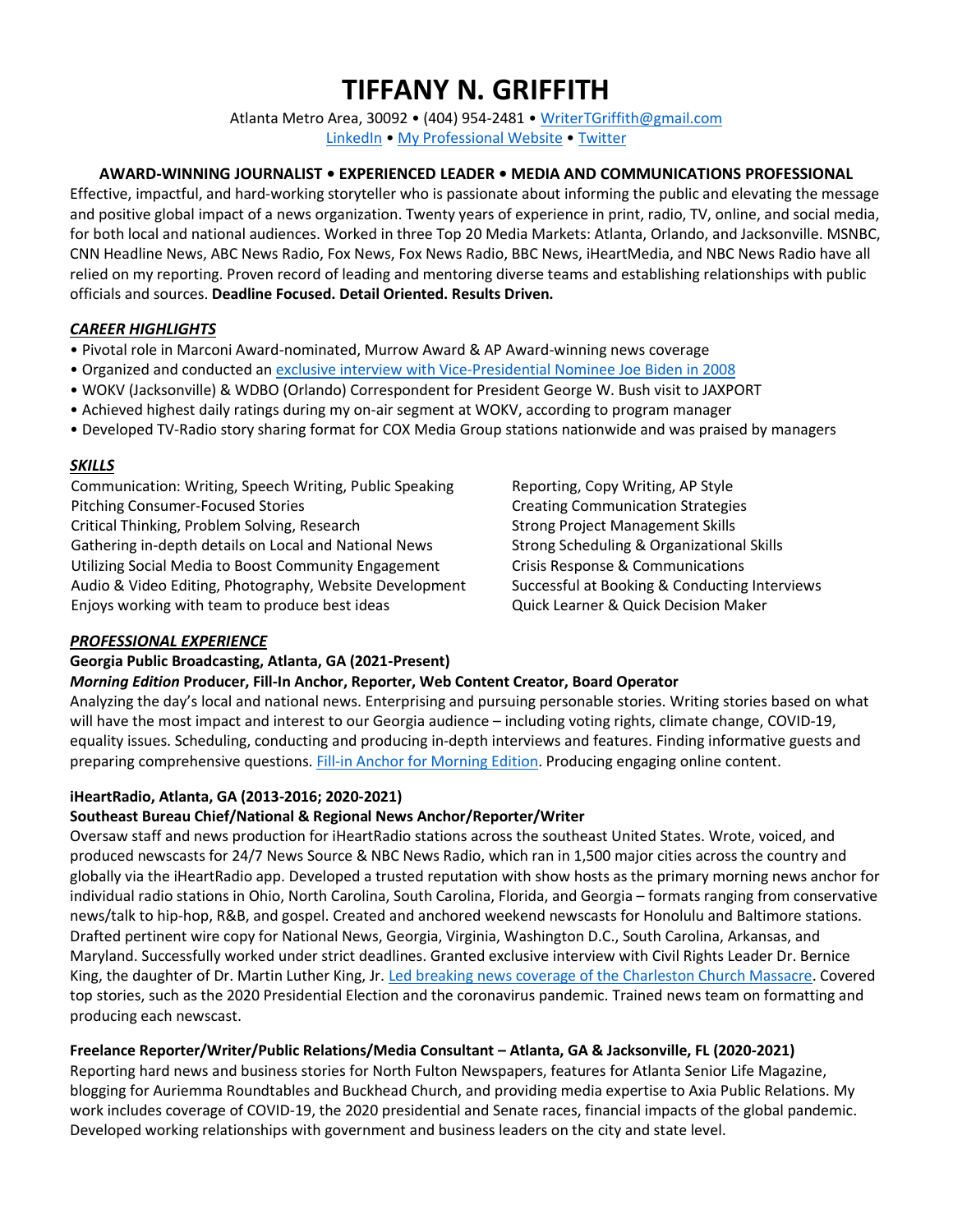# TIFFANY N. GRIFFITH

Atlanta Metro Area, 30092 • (404) 954-2481 • WriterTGriffith@gmail.com
LinkedIn • My Professional Website • Twitter

**AWARD-WINNING JOURNALIST • EXPERIENCED LEADER • MEDIA AND COMMUNICATIONS PROFESSIONAL**

Effective, impactful, and hard-working storyteller who is passionate about informing the public and elevating the message and positive global impact of a news organization. Twenty years of experience in print, radio, TV, online, and social media, for both local and national audiences. Worked in three Top 20 Media Markets: Atlanta, Orlando, and Jacksonville. MSNBC, CNN Headline News, ABC News Radio, Fox News, Fox News Radio, BBC News, iHeartMedia, and NBC News Radio have all relied on my reporting. Proven record of leading and mentoring diverse teams and establishing relationships with public officials and sources. **Deadline Focused. Detail Oriented. Results Driven.**

## *CAREER HIGHLIGHTS*

- Pivotal role in Marconi Award-nominated, Murrow Award & AP Award-winning news coverage
- Organized and conducted an exclusive interview with Vice-Presidential Nominee Joe Biden in 2008
- WOKV (Jacksonville) & WDBO (Orlando) Correspondent for President George W. Bush visit to JAXPORT
- Achieved highest daily ratings during my on-air segment at WOKV, according to program manager
- Developed TV-Radio story sharing format for COX Media Group stations nationwide and was praised by managers

## *SKILLS*

Communication: Writing, Speech Writing, Public Speaking
Pitching Consumer-Focused Stories
Critical Thinking, Problem Solving, Research
Gathering in-depth details on Local and National News
Utilizing Social Media to Boost Community Engagement
Audio & Video Editing, Photography, Website Development
Enjoys working with team to produce best ideas
Reporting, Copy Writing, AP Style
Creating Communication Strategies
Strong Project Management Skills
Strong Scheduling & Organizational Skills
Crisis Response & Communications
Successful at Booking & Conducting Interviews
Quick Learner & Quick Decision Maker

## *PROFESSIONAL EXPERIENCE*

**Georgia Public Broadcasting, Atlanta, GA (2021-Present)**
***Morning Edition* Producer, Fill-In Anchor, Reporter, Web Content Creator, Board Operator**

Analyzing the day's local and national news. Enterprising and pursuing personable stories. Writing stories based on what will have the most impact and interest to our Georgia audience – including voting rights, climate change, COVID-19, equality issues. Scheduling, conducting and producing in-depth interviews and features. Finding informative guests and preparing comprehensive questions. Fill-in Anchor for Morning Edition. Producing engaging online content.

**iHeartRadio, Atlanta, GA (2013-2016; 2020-2021)**
**Southeast Bureau Chief/National & Regional News Anchor/Reporter/Writer**

Oversaw staff and news production for iHeartRadio stations across the southeast United States. Wrote, voiced, and produced newscasts for 24/7 News Source & NBC News Radio, which ran in 1,500 major cities across the country and globally via the iHeartRadio app. Developed a trusted reputation with show hosts as the primary morning news anchor for individual radio stations in Ohio, North Carolina, South Carolina, Florida, and Georgia – formats ranging from conservative news/talk to hip-hop, R&B, and gospel. Created and anchored weekend newscasts for Honolulu and Baltimore stations. Drafted pertinent wire copy for National News, Georgia, Virginia, Washington D.C., South Carolina, Arkansas, and Maryland. Successfully worked under strict deadlines. Granted exclusive interview with Civil Rights Leader Dr. Bernice King, the daughter of Dr. Martin Luther King, Jr. Led breaking news coverage of the Charleston Church Massacre. Covered top stories, such as the 2020 Presidential Election and the coronavirus pandemic. Trained news team on formatting and producing each newscast.

**Freelance Reporter/Writer/Public Relations/Media Consultant – Atlanta, GA & Jacksonville, FL (2020-2021)**

Reporting hard news and business stories for North Fulton Newspapers, features for Atlanta Senior Life Magazine, blogging for Auriemma Roundtables and Buckhead Church, and providing media expertise to Axia Public Relations. My work includes coverage of COVID-19, the 2020 presidential and Senate races, financial impacts of the global pandemic. Developed working relationships with government and business leaders on the city and state level.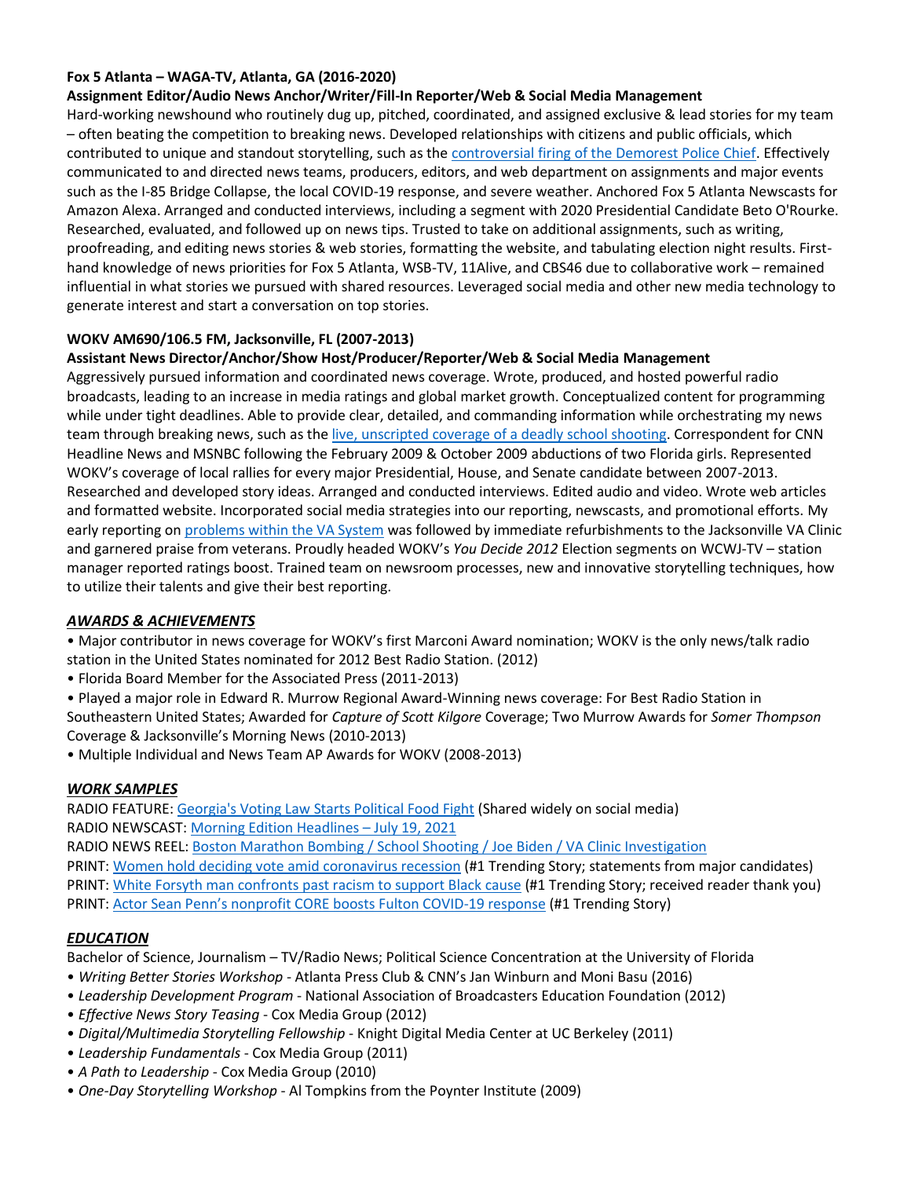**Fox 5 Atlanta – WAGA-TV, Atlanta, GA (2016-2020)**

**Assignment Editor/Audio News Anchor/Writer/Fill-In Reporter/Web & Social Media Management**

Hard-working newshound who routinely dug up, pitched, coordinated, and assigned exclusive & lead stories for my team – often beating the competition to breaking news. Developed relationships with citizens and public officials, which contributed to unique and standout storytelling, such as the controversial firing of the Demorest Police Chief. Effectively communicated to and directed news teams, producers, editors, and web department on assignments and major events such as the I-85 Bridge Collapse, the local COVID-19 response, and severe weather. Anchored Fox 5 Atlanta Newscasts for Amazon Alexa. Arranged and conducted interviews, including a segment with 2020 Presidential Candidate Beto O'Rourke. Researched, evaluated, and followed up on news tips. Trusted to take on additional assignments, such as writing, proofreading, and editing news stories & web stories, formatting the website, and tabulating election night results. First-hand knowledge of news priorities for Fox 5 Atlanta, WSB-TV, 11Alive, and CBS46 due to collaborative work – remained influential in what stories we pursued with shared resources. Leveraged social media and other new media technology to generate interest and start a conversation on top stories.

**WOKV AM690/106.5 FM, Jacksonville, FL (2007-2013)**

**Assistant News Director/Anchor/Show Host/Producer/Reporter/Web & Social Media Management**

Aggressively pursued information and coordinated news coverage. Wrote, produced, and hosted powerful radio broadcasts, leading to an increase in media ratings and global market growth. Conceptualized content for programming while under tight deadlines. Able to provide clear, detailed, and commanding information while orchestrating my news team through breaking news, such as the live, unscripted coverage of a deadly school shooting. Correspondent for CNN Headline News and MSNBC following the February 2009 & October 2009 abductions of two Florida girls. Represented WOKV's coverage of local rallies for every major Presidential, House, and Senate candidate between 2007-2013. Researched and developed story ideas. Arranged and conducted interviews. Edited audio and video. Wrote web articles and formatted website. Incorporated social media strategies into our reporting, newscasts, and promotional efforts. My early reporting on problems within the VA System was followed by immediate refurbishments to the Jacksonville VA Clinic and garnered praise from veterans. Proudly headed WOKV's *You Decide 2012* Election segments on WCWJ-TV – station manager reported ratings boost. Trained team on newsroom processes, new and innovative storytelling techniques, how to utilize their talents and give their best reporting.

## *AWARDS & ACHIEVEMENTS*

- Major contributor in news coverage for WOKV's first Marconi Award nomination; WOKV is the only news/talk radio station in the United States nominated for 2012 Best Radio Station. (2012)
- Florida Board Member for the Associated Press (2011-2013)
- Played a major role in Edward R. Murrow Regional Award-Winning news coverage: For Best Radio Station in Southeastern United States; Awarded for *Capture of Scott Kilgore* Coverage; Two Murrow Awards for *Somer Thompson* Coverage & Jacksonville's Morning News (2010-2013)
- Multiple Individual and News Team AP Awards for WOKV (2008-2013)

## *WORK SAMPLES*

RADIO FEATURE: Georgia's Voting Law Starts Political Food Fight (Shared widely on social media)
RADIO NEWSCAST: Morning Edition Headlines – July 19, 2021
RADIO NEWS REEL: Boston Marathon Bombing / School Shooting / Joe Biden / VA Clinic Investigation
PRINT: Women hold deciding vote amid coronavirus recession (#1 Trending Story; statements from major candidates)
PRINT: White Forsyth man confronts past racism to support Black cause (#1 Trending Story; received reader thank you)
PRINT: Actor Sean Penn's nonprofit CORE boosts Fulton COVID-19 response (#1 Trending Story)

## *EDUCATION*

Bachelor of Science, Journalism – TV/Radio News; Political Science Concentration at the University of Florida

- *Writing Better Stories Workshop* - Atlanta Press Club & CNN's Jan Winburn and Moni Basu (2016)
- *Leadership Development Program* - National Association of Broadcasters Education Foundation (2012)
- *Effective News Story Teasing* - Cox Media Group (2012)
- *Digital/Multimedia Storytelling Fellowship* - Knight Digital Media Center at UC Berkeley (2011)
- *Leadership Fundamentals* - Cox Media Group (2011)
- *A Path to Leadership* - Cox Media Group (2010)
- *One-Day Storytelling Workshop* - Al Tompkins from the Poynter Institute (2009)